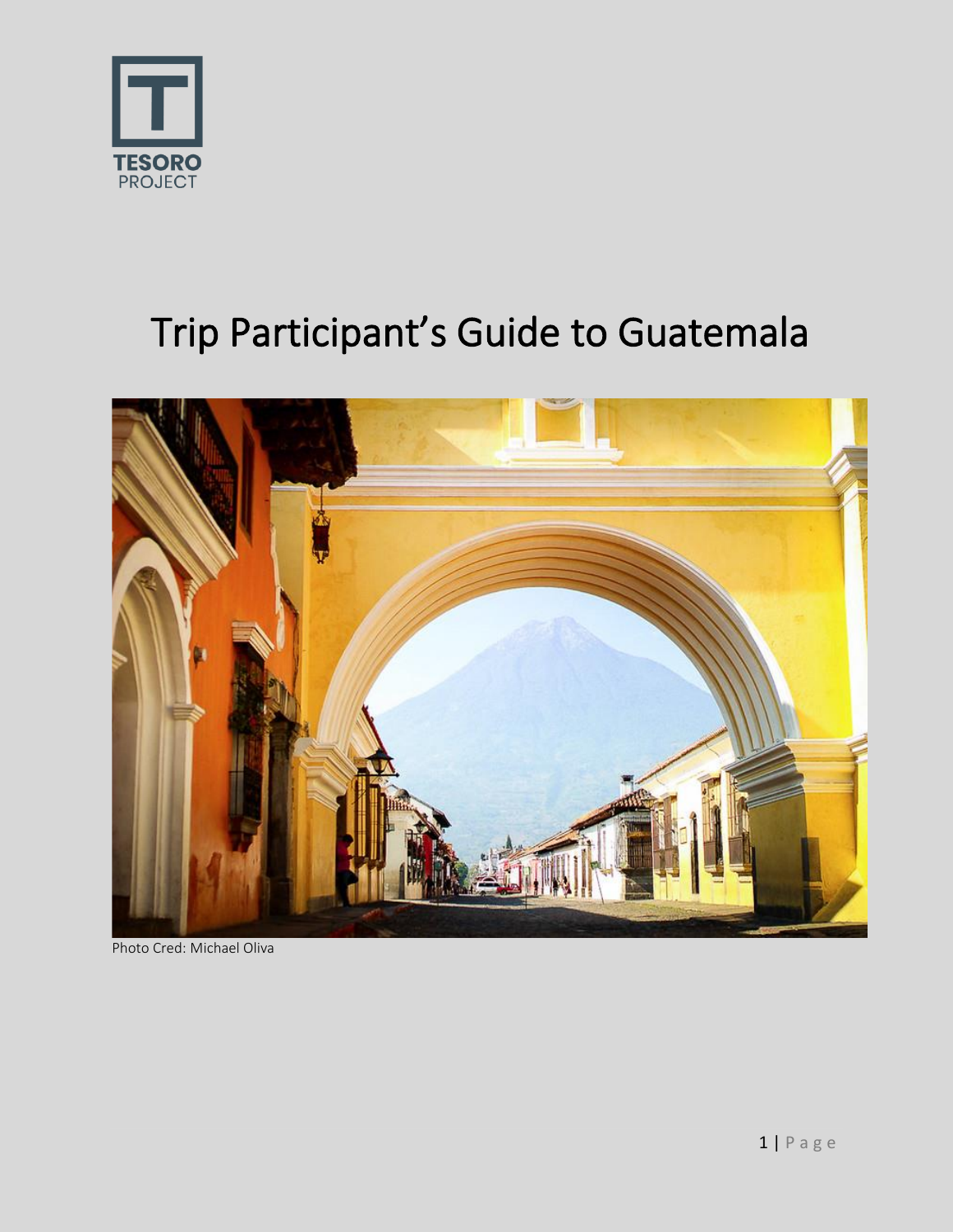TESORO PROJECT

# Trip Participant's Guide to Guatemala

Photo Cred: Michael Oliva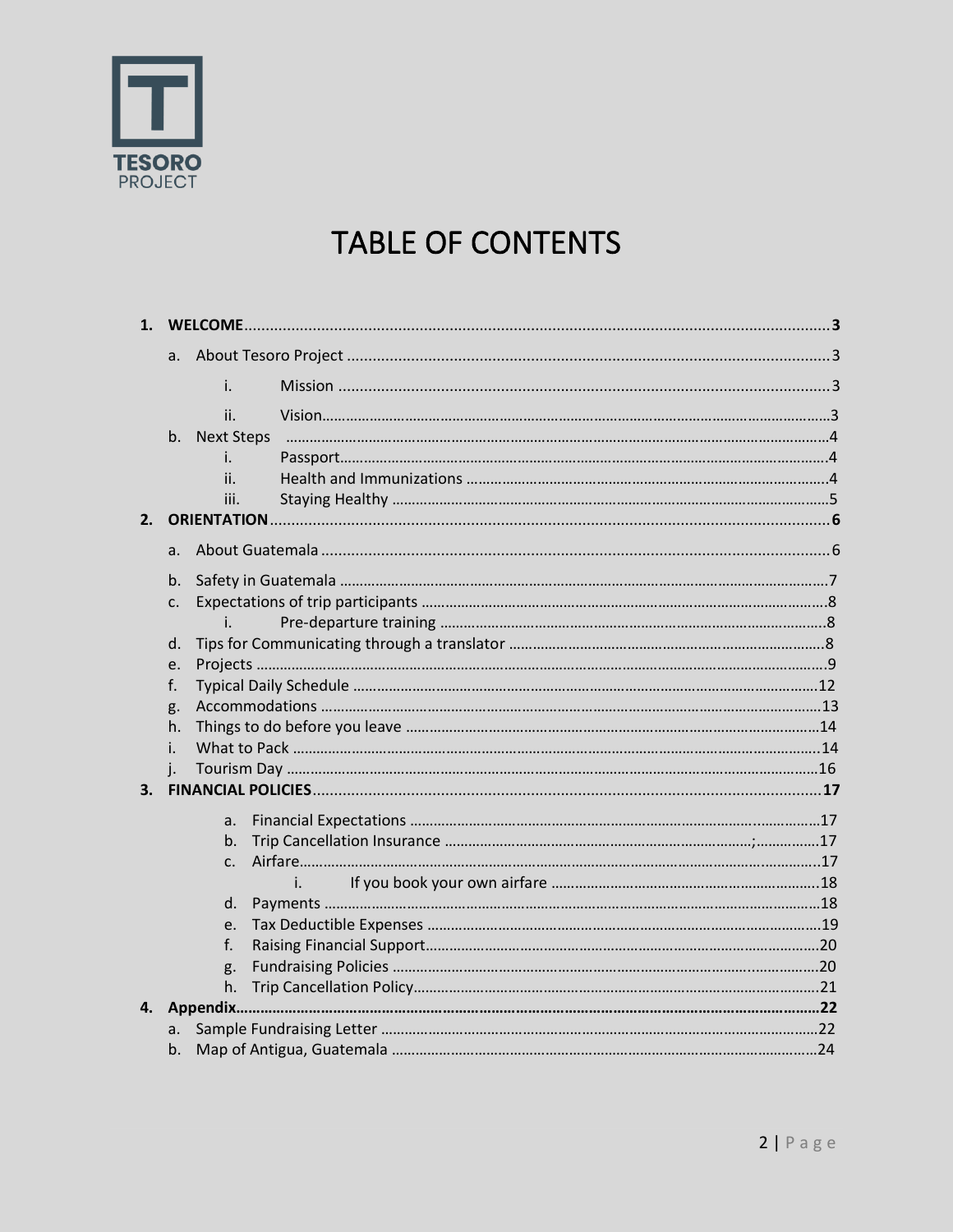TESORO PROJECT

# TABLE OF CONTENTS

1. **WELCOME** .......... **3**
   - a. About Tesoro Project .......... 3
     - i. Mission .......... 3
     - ii. Vision .......... 3
   - b. Next Steps .......... 4
     - i. Passport .......... 4
     - ii. Health and Immunizations .......... 4
     - iii. Staying Healthy .......... 5
2. **ORIENTATION** .......... **6**
   - a. About Guatemala .......... 6
   - b. Safety in Guatemala .......... 7
   - c. Expectations of trip participants .......... 8
     - i. Pre-departure training .......... 8
   - d. Tips for Communicating through a translator .......... 8
   - e. Projects .......... 9
   - f. Typical Daily Schedule .......... 12
   - g. Accommodations .......... 13
   - h. Things to do before you leave .......... 14
   - i. What to Pack .......... 14
   - j. Tourism Day .......... 16
3. **FINANCIAL POLICIES** .......... **17**
   - a. Financial Expectations .......... 17
   - b. Trip Cancellation Insurance .......... ;.......... 17
   - c. Airfare .......... 17
     - i. If you book your own airfare .......... 18
   - d. Payments .......... 18
   - e. Tax Deductible Expenses .......... 19
   - f. Raising Financial Support .......... 20
   - g. Fundraising Policies .......... 20
   - h. Trip Cancellation Policy .......... 21
4. **Appendix** .......... **22**
   - a. Sample Fundraising Letter .......... 22
   - b. Map of Antigua, Guatemala .......... 24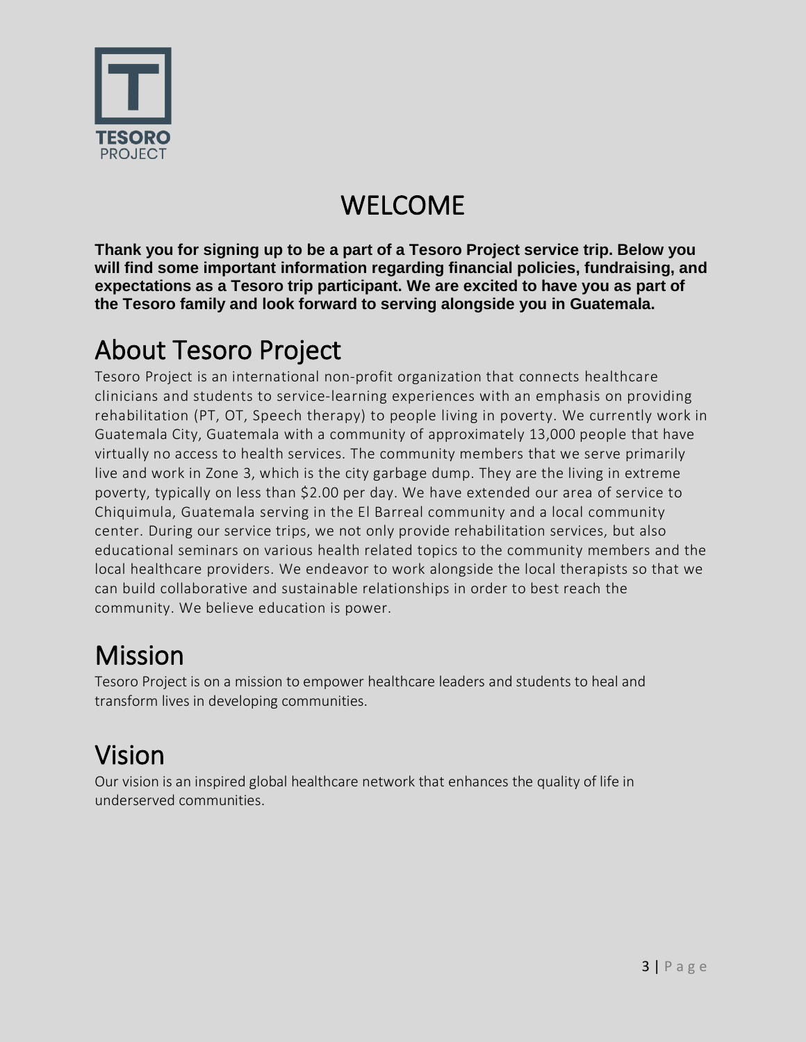TESORO
PROJECT

# WELCOME

**Thank you for signing up to be a part of a Tesoro Project service trip. Below you will find some important information regarding financial policies, fundraising, and expectations as a Tesoro trip participant. We are excited to have you as part of the Tesoro family and look forward to serving alongside you in Guatemala.**

## About Tesoro Project

Tesoro Project is an international non-profit organization that connects healthcare clinicians and students to service-learning experiences with an emphasis on providing rehabilitation (PT, OT, Speech therapy) to people living in poverty. We currently work in Guatemala City, Guatemala with a community of approximately 13,000 people that have virtually no access to health services. The community members that we serve primarily live and work in Zone 3, which is the city garbage dump. They are the living in extreme poverty, typically on less than $2.00 per day. We have extended our area of service to Chiquimula, Guatemala serving in the El Barreal community and a local community center. During our service trips, we not only provide rehabilitation services, but also educational seminars on various health related topics to the community members and the local healthcare providers. We endeavor to work alongside the local therapists so that we can build collaborative and sustainable relationships in order to best reach the community. We believe education is power.

## Mission

Tesoro Project is on a mission to empower healthcare leaders and students to heal and transform lives in developing communities.

## Vision

Our vision is an inspired global healthcare network that enhances the quality of life in underserved communities.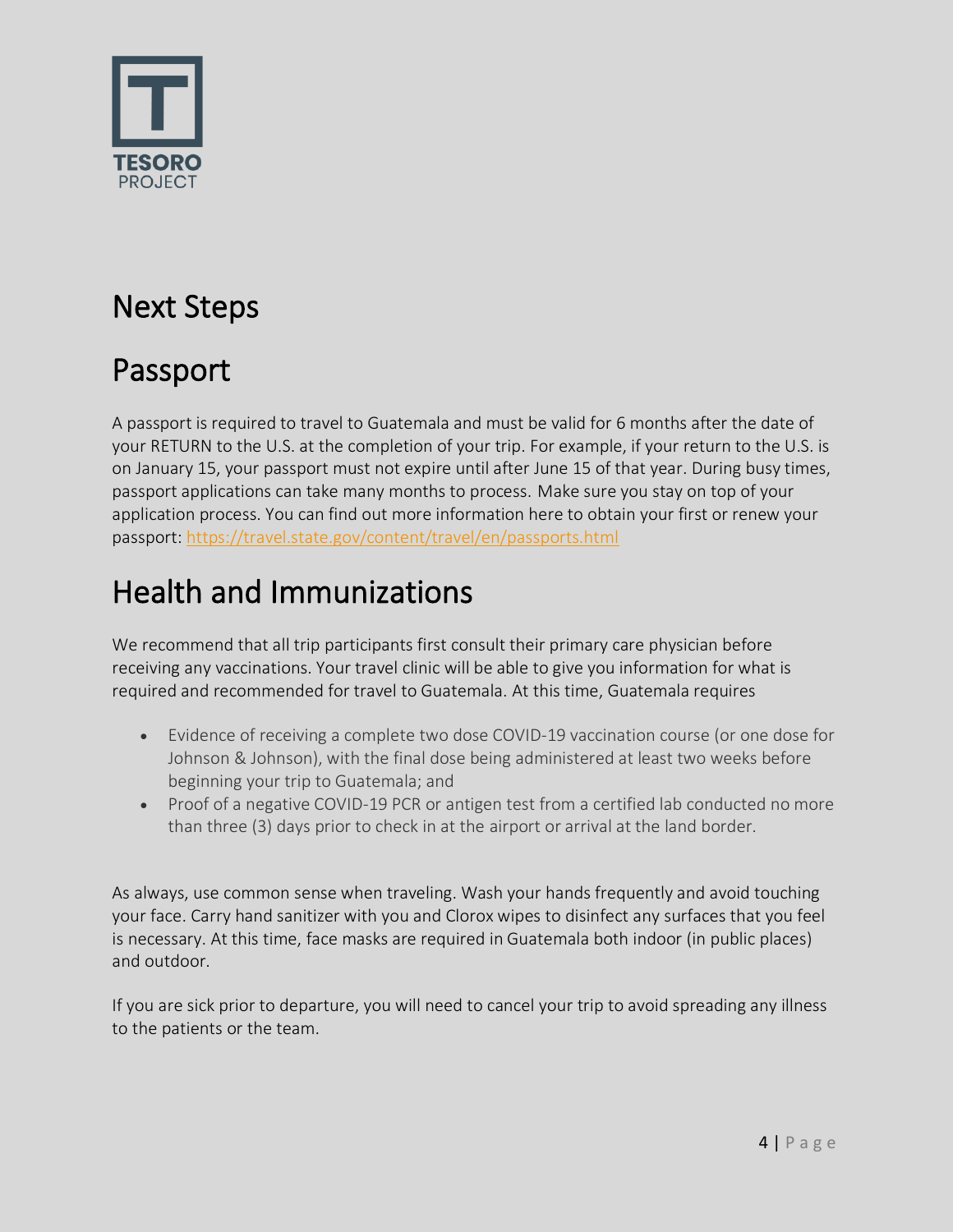# Next Steps

## Passport

A passport is required to travel to Guatemala and must be valid for 6 months after the date of your RETURN to the U.S. at the completion of your trip. For example, if your return to the U.S. is on January 15, your passport must not expire until after June 15 of that year. During busy times, passport applications can take many months to process. Make sure you stay on top of your application process. You can find out more information here to obtain your first or renew your passport: https://travel.state.gov/content/travel/en/passports.html

# Health and Immunizations

We recommend that all trip participants first consult their primary care physician before receiving any vaccinations. Your travel clinic will be able to give you information for what is required and recommended for travel to Guatemala. At this time, Guatemala requires

- Evidence of receiving a complete two dose COVID-19 vaccination course (or one dose for Johnson & Johnson), with the final dose being administered at least two weeks before beginning your trip to Guatemala; and
- Proof of a negative COVID-19 PCR or antigen test from a certified lab conducted no more than three (3) days prior to check in at the airport or arrival at the land border.

As always, use common sense when traveling. Wash your hands frequently and avoid touching your face. Carry hand sanitizer with you and Clorox wipes to disinfect any surfaces that you feel is necessary. At this time, face masks are required in Guatemala both indoor (in public places) and outdoor.

If you are sick prior to departure, you will need to cancel your trip to avoid spreading any illness to the patients or the team.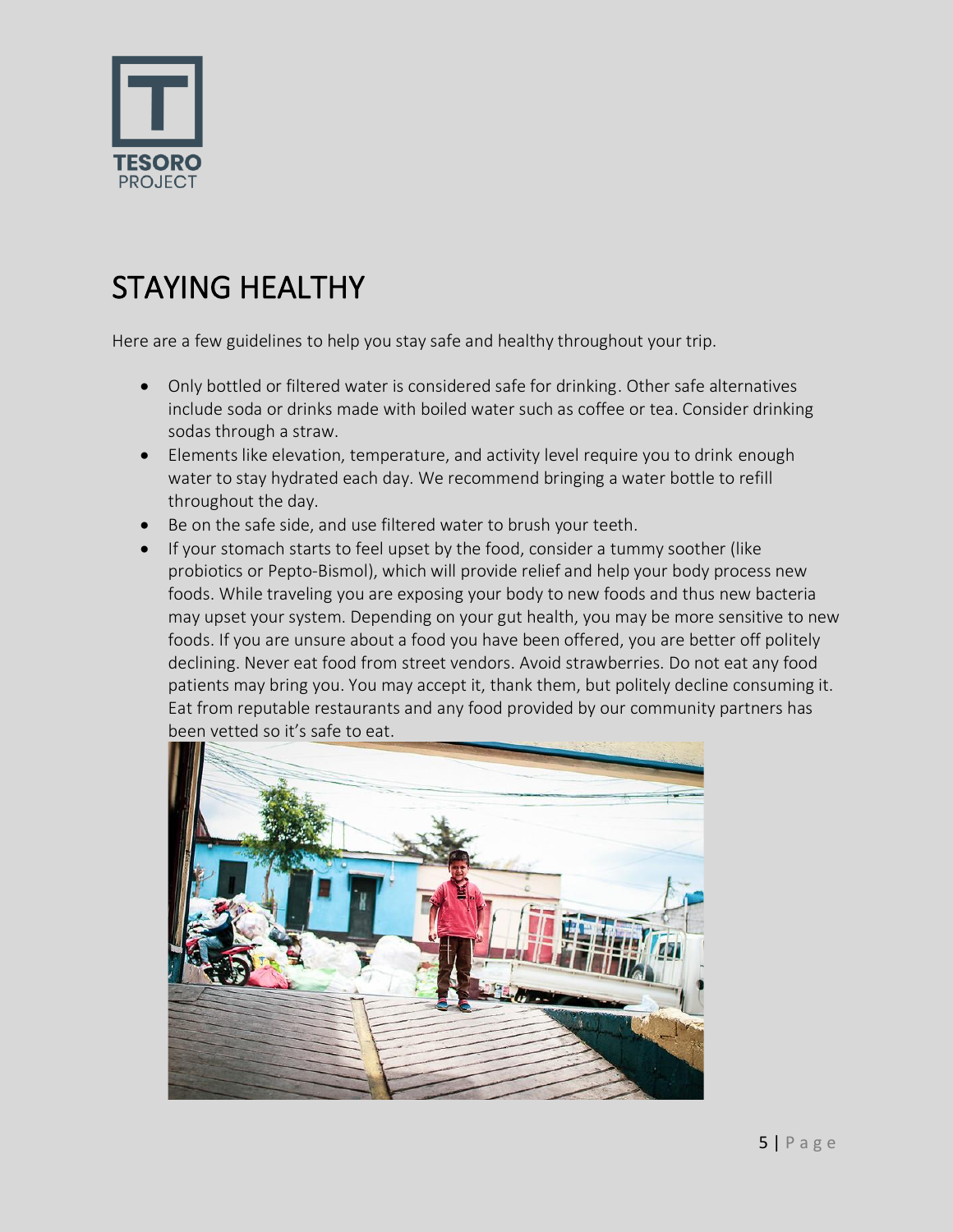# STAYING HEALTHY

Here are a few guidelines to help you stay safe and healthy throughout your trip.

- Only bottled or filtered water is considered safe for drinking. Other safe alternatives include soda or drinks made with boiled water such as coffee or tea. Consider drinking sodas through a straw.
- Elements like elevation, temperature, and activity level require you to drink enough water to stay hydrated each day. We recommend bringing a water bottle to refill throughout the day.
- Be on the safe side, and use filtered water to brush your teeth.
- If your stomach starts to feel upset by the food, consider a tummy soother (like probiotics or Pepto-Bismol), which will provide relief and help your body process new foods. While traveling you are exposing your body to new foods and thus new bacteria may upset your system. Depending on your gut health, you may be more sensitive to new foods. If you are unsure about a food you have been offered, you are better off politely declining. Never eat food from street vendors. Avoid strawberries. Do not eat any food patients may bring you. You may accept it, thank them, but politely decline consuming it. Eat from reputable restaurants and any food provided by our community partners has been vetted so it's safe to eat.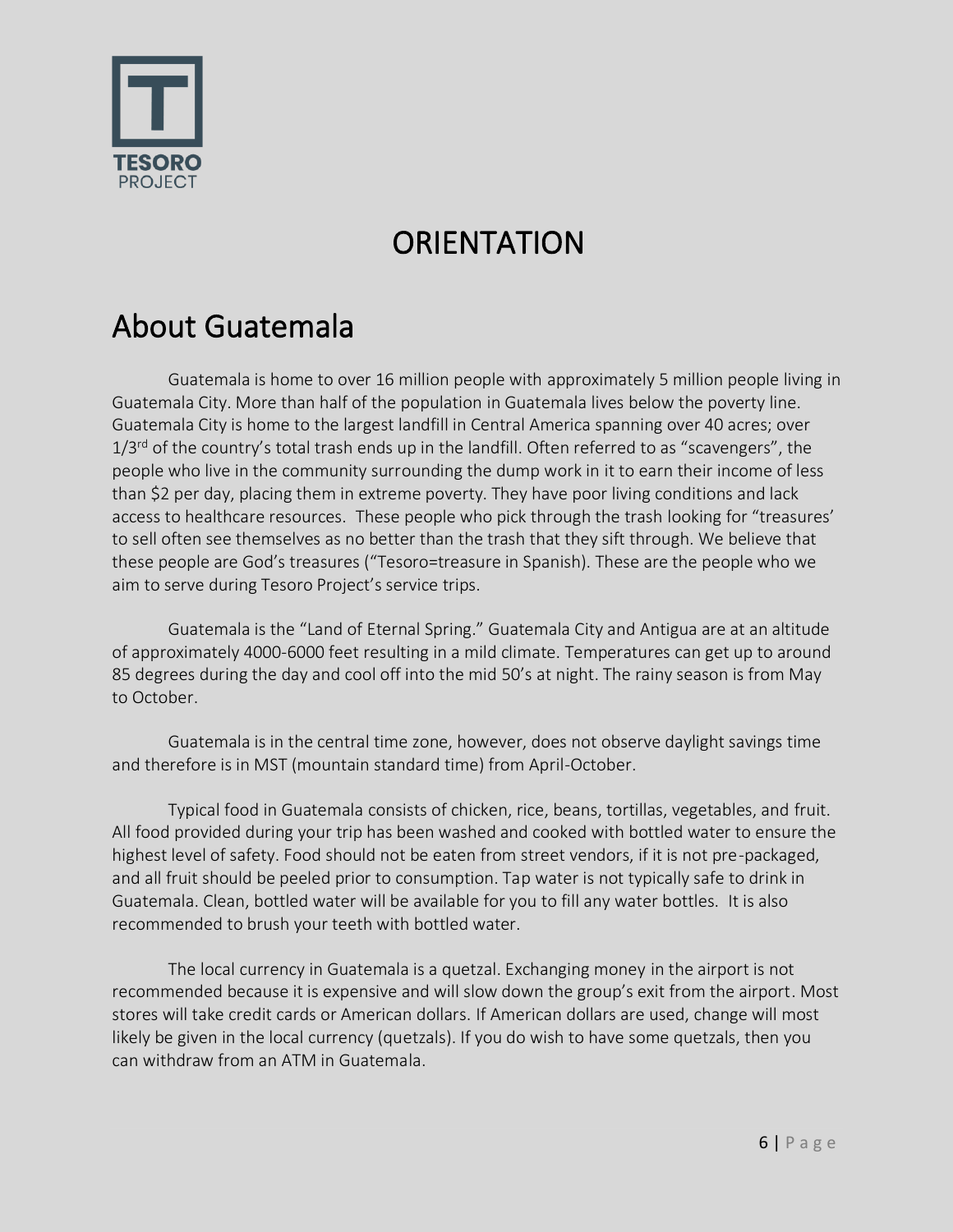TESORO PROJECT

# ORIENTATION

## About Guatemala

Guatemala is home to over 16 million people with approximately 5 million people living in Guatemala City. More than half of the population in Guatemala lives below the poverty line. Guatemala City is home to the largest landfill in Central America spanning over 40 acres; over 1/3rd of the country's total trash ends up in the landfill. Often referred to as "scavengers", the people who live in the community surrounding the dump work in it to earn their income of less than $2 per day, placing them in extreme poverty. They have poor living conditions and lack access to healthcare resources. These people who pick through the trash looking for "treasures' to sell often see themselves as no better than the trash that they sift through. We believe that these people are God's treasures ("Tesoro=treasure in Spanish). These are the people who we aim to serve during Tesoro Project's service trips.

Guatemala is the "Land of Eternal Spring." Guatemala City and Antigua are at an altitude of approximately 4000-6000 feet resulting in a mild climate. Temperatures can get up to around 85 degrees during the day and cool off into the mid 50's at night. The rainy season is from May to October.

Guatemala is in the central time zone, however, does not observe daylight savings time and therefore is in MST (mountain standard time) from April-October.

Typical food in Guatemala consists of chicken, rice, beans, tortillas, vegetables, and fruit. All food provided during your trip has been washed and cooked with bottled water to ensure the highest level of safety. Food should not be eaten from street vendors, if it is not pre-packaged, and all fruit should be peeled prior to consumption. Tap water is not typically safe to drink in Guatemala. Clean, bottled water will be available for you to fill any water bottles. It is also recommended to brush your teeth with bottled water.

The local currency in Guatemala is a quetzal. Exchanging money in the airport is not recommended because it is expensive and will slow down the group's exit from the airport. Most stores will take credit cards or American dollars. If American dollars are used, change will most likely be given in the local currency (quetzals). If you do wish to have some quetzals, then you can withdraw from an ATM in Guatemala.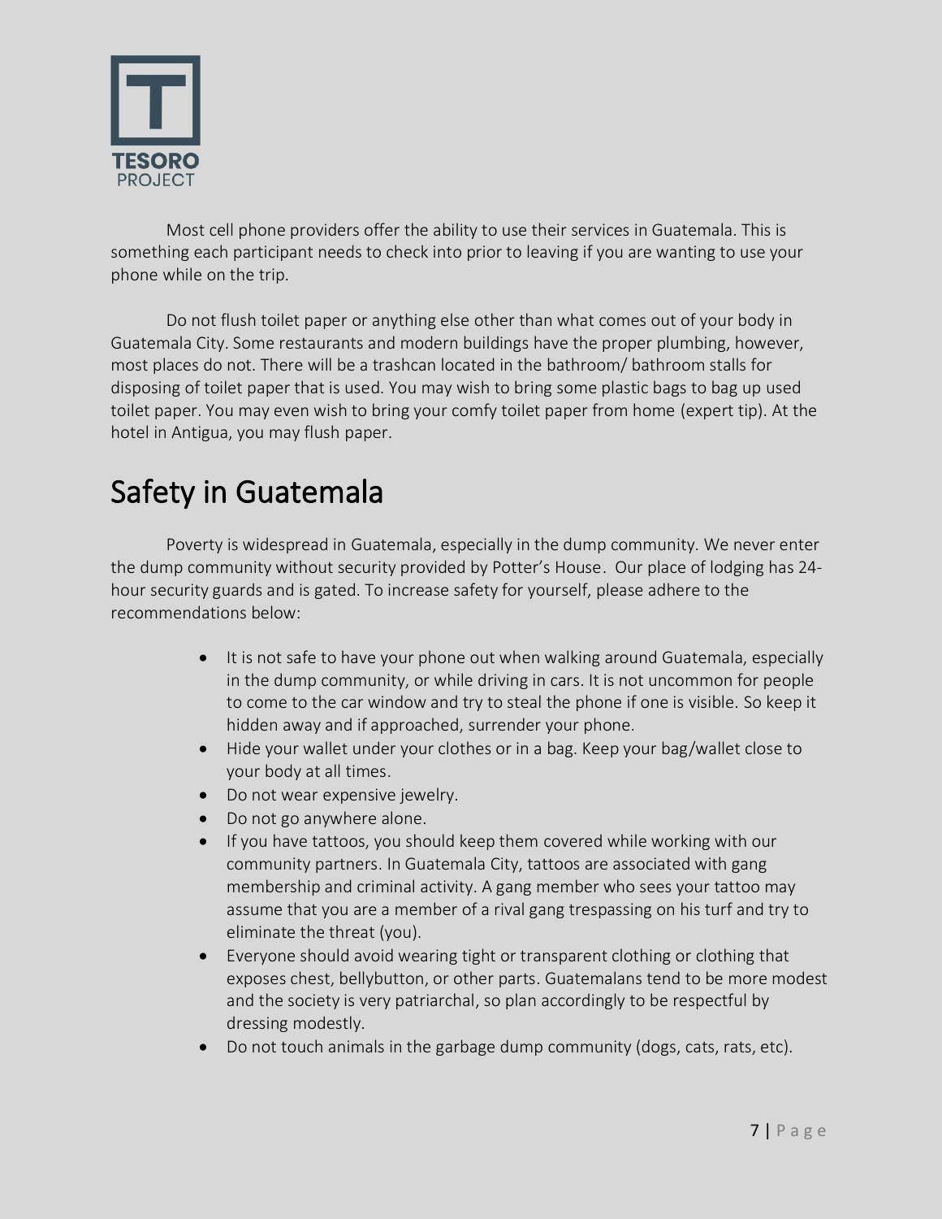Most cell phone providers offer the ability to use their services in Guatemala. This is something each participant needs to check into prior to leaving if you are wanting to use your phone while on the trip.

Do not flush toilet paper or anything else other than what comes out of your body in Guatemala City. Some restaurants and modern buildings have the proper plumbing, however, most places do not. There will be a trashcan located in the bathroom/ bathroom stalls for disposing of toilet paper that is used. You may wish to bring some plastic bags to bag up used toilet paper. You may even wish to bring your comfy toilet paper from home (expert tip). At the hotel in Antigua, you may flush paper.

# Safety in Guatemala

Poverty is widespread in Guatemala, especially in the dump community. We never enter the dump community without security provided by Potter's House. Our place of lodging has 24-hour security guards and is gated. To increase safety for yourself, please adhere to the recommendations below:

- It is not safe to have your phone out when walking around Guatemala, especially in the dump community, or while driving in cars. It is not uncommon for people to come to the car window and try to steal the phone if one is visible. So keep it hidden away and if approached, surrender your phone.
- Hide your wallet under your clothes or in a bag. Keep your bag/wallet close to your body at all times.
- Do not wear expensive jewelry.
- Do not go anywhere alone.
- If you have tattoos, you should keep them covered while working with our community partners. In Guatemala City, tattoos are associated with gang membership and criminal activity. A gang member who sees your tattoo may assume that you are a member of a rival gang trespassing on his turf and try to eliminate the threat (you).
- Everyone should avoid wearing tight or transparent clothing or clothing that exposes chest, bellybutton, or other parts. Guatemalans tend to be more modest and the society is very patriarchal, so plan accordingly to be respectful by dressing modestly.
- Do not touch animals in the garbage dump community (dogs, cats, rats, etc).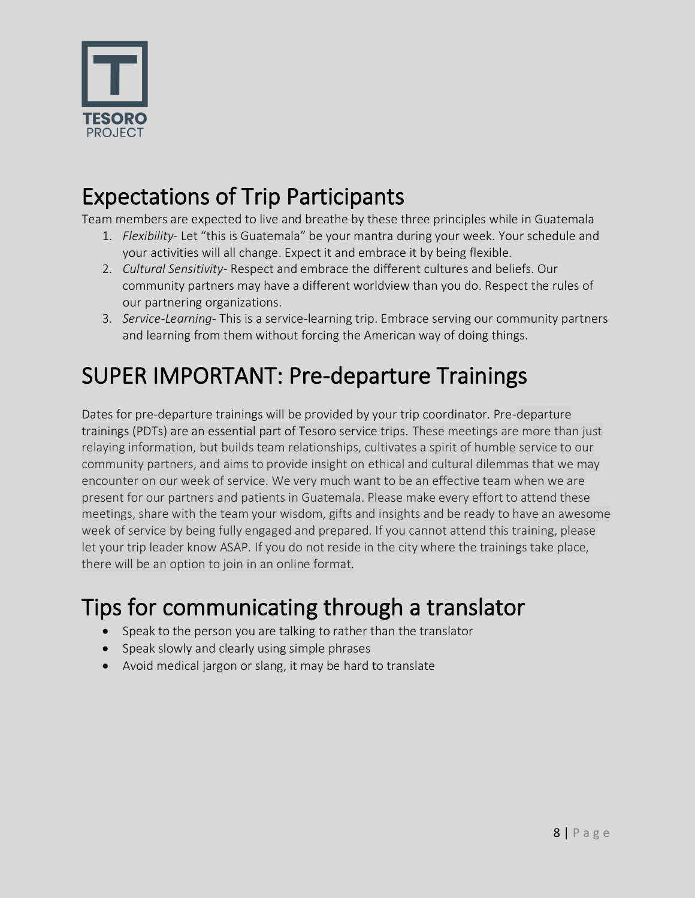## Expectations of Trip Participants

Team members are expected to live and breathe by these three principles while in Guatemala

1. *Flexibility*- Let "this is Guatemala" be your mantra during your week. Your schedule and your activities will all change. Expect it and embrace it by being flexible.
2. *Cultural Sensitivity*- Respect and embrace the different cultures and beliefs. Our community partners may have a different worldview than you do. Respect the rules of our partnering organizations.
3. *Service-Learning*- This is a service-learning trip. Embrace serving our community partners and learning from them without forcing the American way of doing things.

## SUPER IMPORTANT: Pre-departure Trainings

Dates for pre-departure trainings will be provided by your trip coordinator. Pre-departure trainings (PDTs) are an essential part of Tesoro service trips. These meetings are more than just relaying information, but builds team relationships, cultivates a spirit of humble service to our community partners, and aims to provide insight on ethical and cultural dilemmas that we may encounter on our week of service. We very much want to be an effective team when we are present for our partners and patients in Guatemala. Please make every effort to attend these meetings, share with the team your wisdom, gifts and insights and be ready to have an awesome week of service by being fully engaged and prepared. If you cannot attend this training, please let your trip leader know ASAP. If you do not reside in the city where the trainings take place, there will be an option to join in an online format.

## Tips for communicating through a translator

- Speak to the person you are talking to rather than the translator
- Speak slowly and clearly using simple phrases
- Avoid medical jargon or slang, it may be hard to translate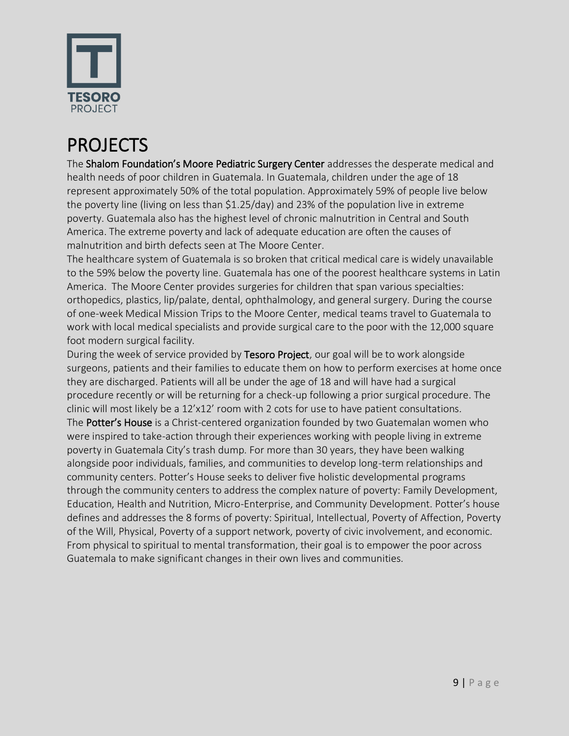# PROJECTS

The **Shalom Foundation's Moore Pediatric Surgery Center** addresses the desperate medical and health needs of poor children in Guatemala. In Guatemala, children under the age of 18 represent approximately 50% of the total population. Approximately 59% of people live below the poverty line (living on less than $1.25/day) and 23% of the population live in extreme poverty. Guatemala also has the highest level of chronic malnutrition in Central and South America. The extreme poverty and lack of adequate education are often the causes of malnutrition and birth defects seen at The Moore Center.

The healthcare system of Guatemala is so broken that critical medical care is widely unavailable to the 59% below the poverty line. Guatemala has one of the poorest healthcare systems in Latin America. The Moore Center provides surgeries for children that span various specialties: orthopedics, plastics, lip/palate, dental, ophthalmology, and general surgery. During the course of one-week Medical Mission Trips to the Moore Center, medical teams travel to Guatemala to work with local medical specialists and provide surgical care to the poor with the 12,000 square foot modern surgical facility.

During the week of service provided by **Tesoro Project**, our goal will be to work alongside surgeons, patients and their families to educate them on how to perform exercises at home once they are discharged. Patients will all be under the age of 18 and will have had a surgical procedure recently or will be returning for a check-up following a prior surgical procedure. The clinic will most likely be a 12'x12' room with 2 cots for use to have patient consultations.

The **Potter's House** is a Christ-centered organization founded by two Guatemalan women who were inspired to take-action through their experiences working with people living in extreme poverty in Guatemala City's trash dump. For more than 30 years, they have been walking alongside poor individuals, families, and communities to develop long-term relationships and community centers. Potter's House seeks to deliver five holistic developmental programs through the community centers to address the complex nature of poverty: Family Development, Education, Health and Nutrition, Micro-Enterprise, and Community Development. Potter's house defines and addresses the 8 forms of poverty: Spiritual, Intellectual, Poverty of Affection, Poverty of the Will, Physical, Poverty of a support network, poverty of civic involvement, and economic. From physical to spiritual to mental transformation, their goal is to empower the poor across Guatemala to make significant changes in their own lives and communities.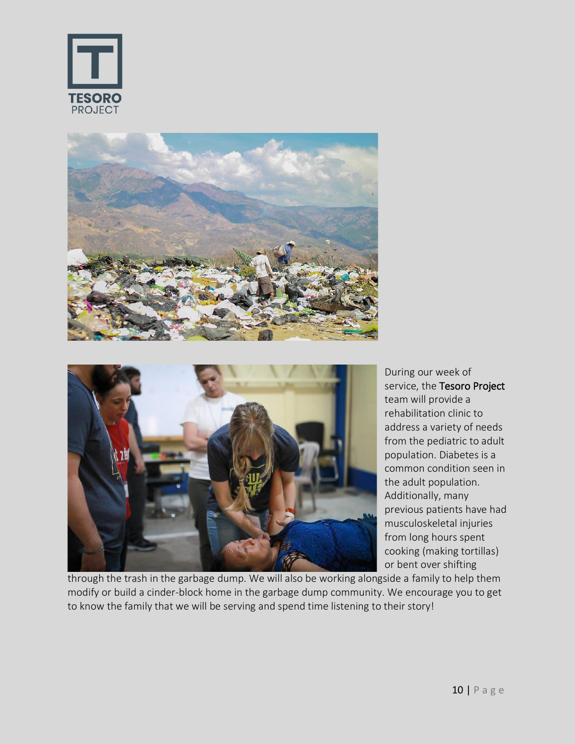During our week of service, the **Tesoro Project** team will provide a rehabilitation clinic to address a variety of needs from the pediatric to adult population. Diabetes is a common condition seen in the adult population. Additionally, many previous patients have had musculoskeletal injuries from long hours spent cooking (making tortillas) or bent over shifting through the trash in the garbage dump. We will also be working alongside a family to help them modify or build a cinder-block home in the garbage dump community. We encourage you to get to know the family that we will be serving and spend time listening to their story!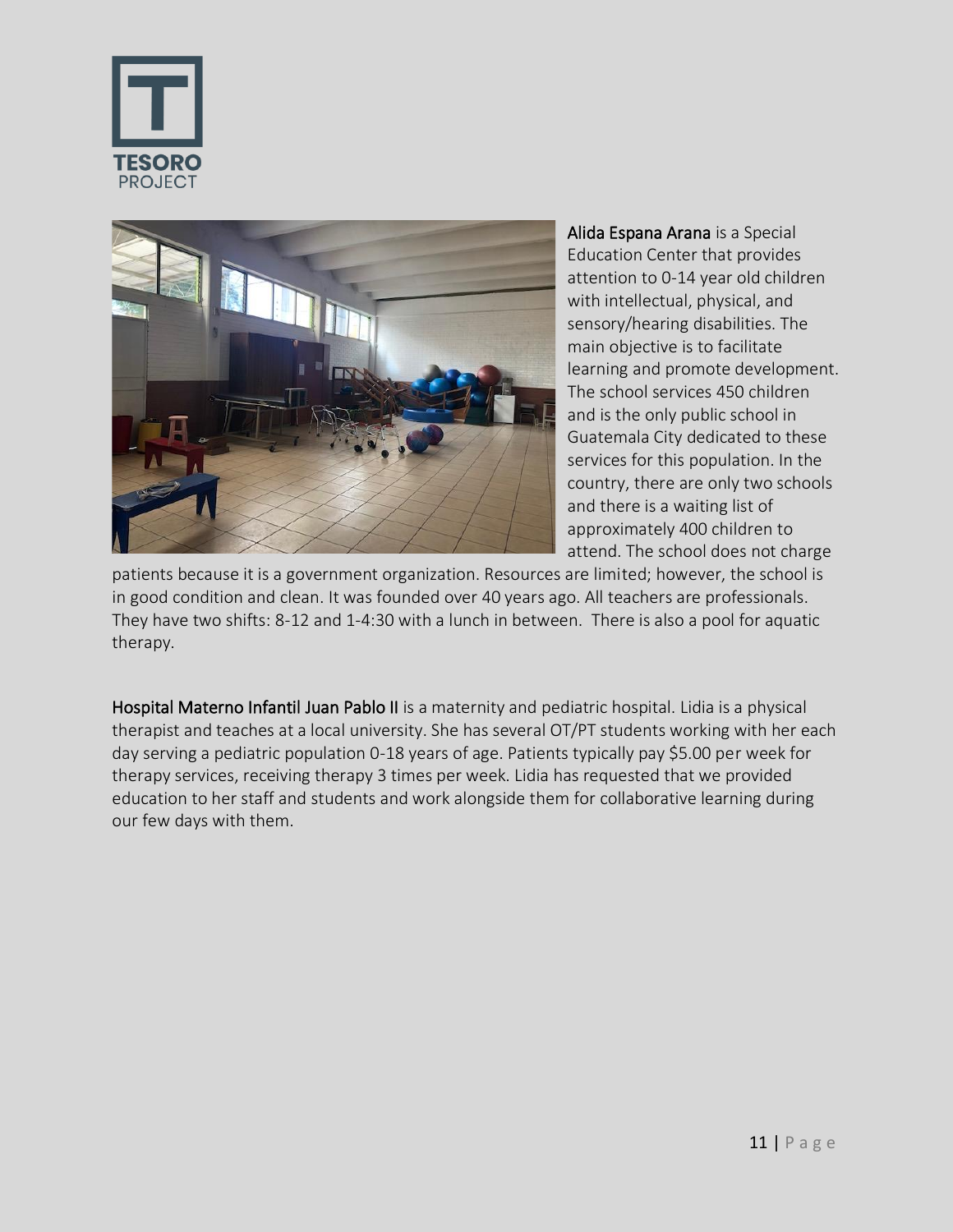**Alida Espana Arana** is a Special Education Center that provides attention to 0-14 year old children with intellectual, physical, and sensory/hearing disabilities. The main objective is to facilitate learning and promote development. The school services 450 children and is the only public school in Guatemala City dedicated to these services for this population. In the country, there are only two schools and there is a waiting list of approximately 400 children to attend. The school does not charge patients because it is a government organization. Resources are limited; however, the school is in good condition and clean. It was founded over 40 years ago. All teachers are professionals. They have two shifts: 8-12 and 1-4:30 with a lunch in between. There is also a pool for aquatic therapy.

**Hospital Materno Infantil Juan Pablo II** is a maternity and pediatric hospital. Lidia is a physical therapist and teaches at a local university. She has several OT/PT students working with her each day serving a pediatric population 0-18 years of age. Patients typically pay $5.00 per week for therapy services, receiving therapy 3 times per week. Lidia has requested that we provided education to her staff and students and work alongside them for collaborative learning during our few days with them.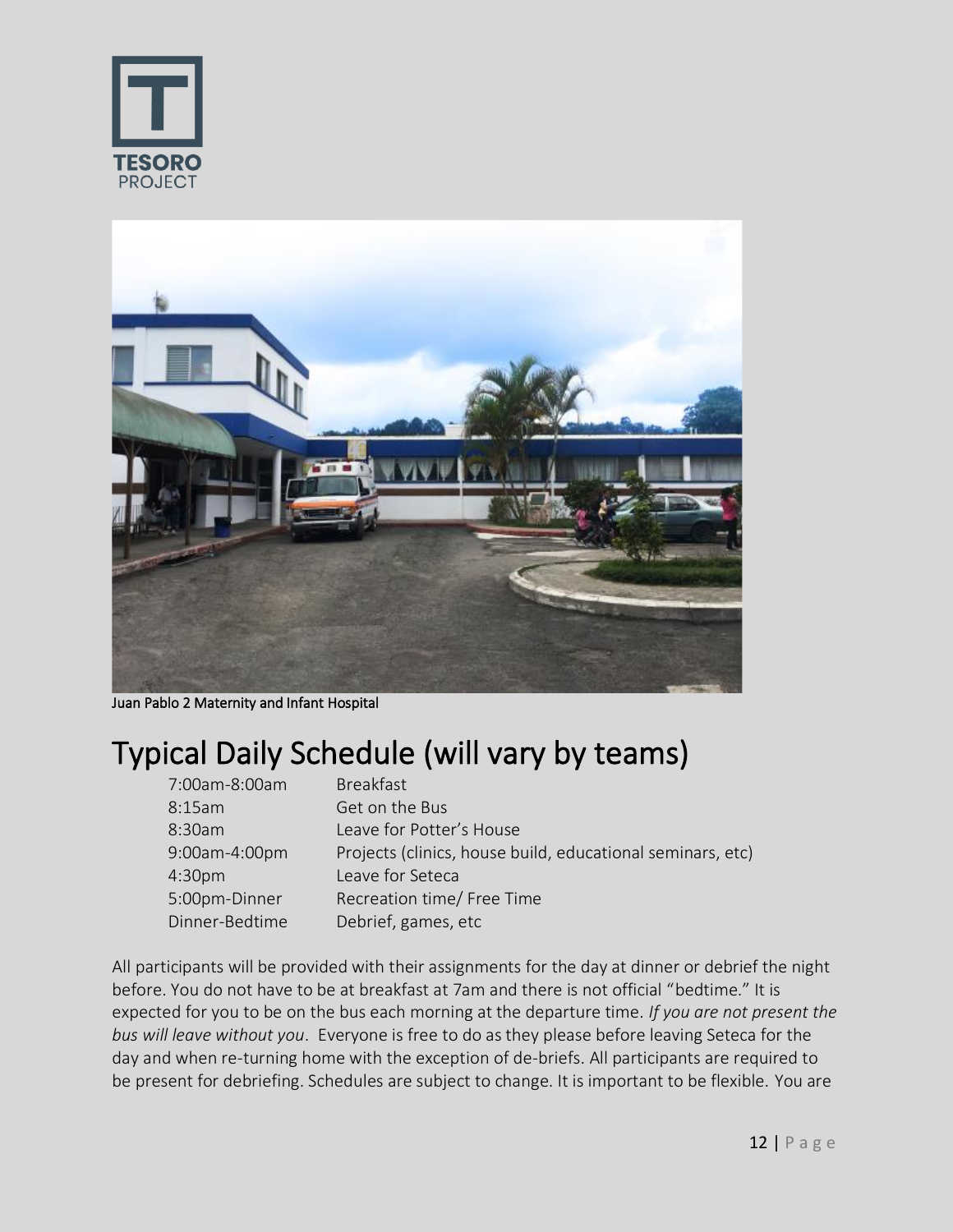Juan Pablo 2 Maternity and Infant Hospital

# Typical Daily Schedule (will vary by teams)

| | |
|---|---|
| 7:00am-8:00am | Breakfast |
| 8:15am | Get on the Bus |
| 8:30am | Leave for Potter's House |
| 9:00am-4:00pm | Projects (clinics, house build, educational seminars, etc) |
| 4:30pm | Leave for Seteca |
| 5:00pm-Dinner | Recreation time/ Free Time |
| Dinner-Bedtime | Debrief, games, etc |

All participants will be provided with their assignments for the day at dinner or debrief the night before. You do not have to be at breakfast at 7am and there is not official "bedtime." It is expected for you to be on the bus each morning at the departure time. *If you are not present the bus will leave without you*. Everyone is free to do as they please before leaving Seteca for the day and when re-turning home with the exception of de-briefs. All participants are required to be present for debriefing. Schedules are subject to change. It is important to be flexible. You are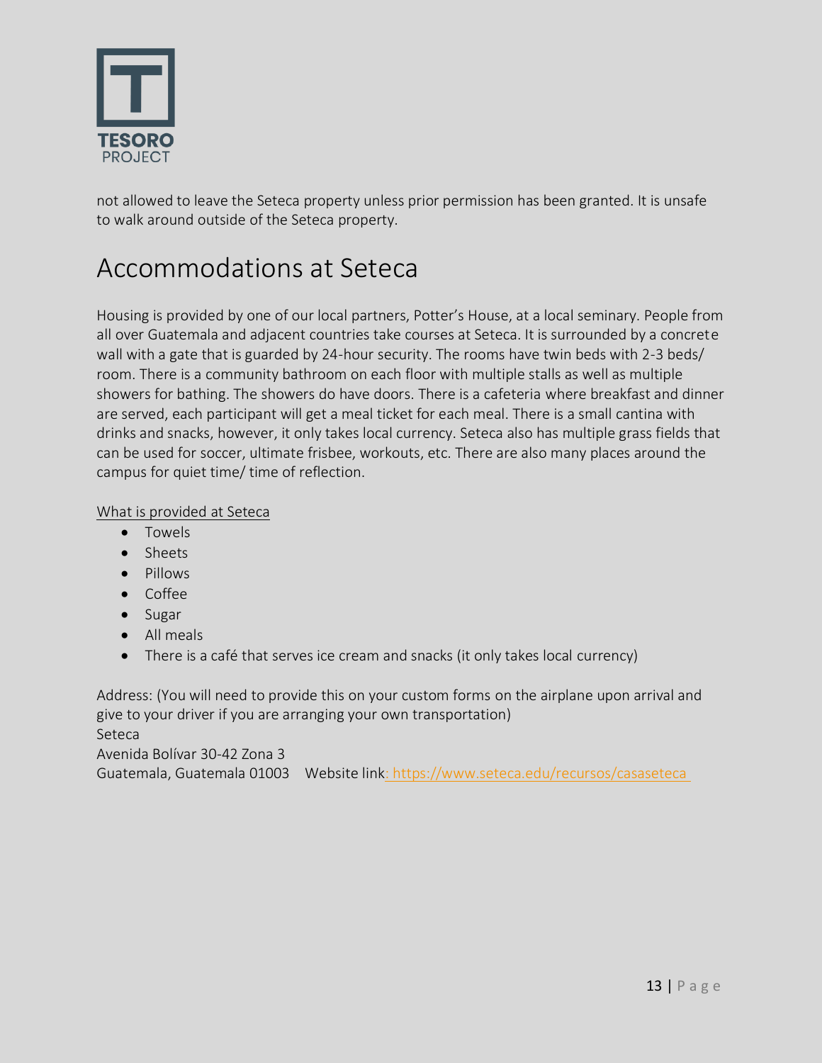not allowed to leave the Seteca property unless prior permission has been granted. It is unsafe to walk around outside of the Seteca property.

# Accommodations at Seteca

Housing is provided by one of our local partners, Potter's House, at a local seminary. People from all over Guatemala and adjacent countries take courses at Seteca. It is surrounded by a concrete wall with a gate that is guarded by 24-hour security. The rooms have twin beds with 2-3 beds/ room. There is a community bathroom on each floor with multiple stalls as well as multiple showers for bathing. The showers do have doors. There is a cafeteria where breakfast and dinner are served, each participant will get a meal ticket for each meal. There is a small cantina with drinks and snacks, however, it only takes local currency. Seteca also has multiple grass fields that can be used for soccer, ultimate frisbee, workouts, etc. There are also many places around the campus for quiet time/ time of reflection.

What is provided at Seteca

- Towels
- Sheets
- Pillows
- Coffee
- Sugar
- All meals
- There is a café that serves ice cream and snacks (it only takes local currency)

Address: (You will need to provide this on your custom forms on the airplane upon arrival and give to your driver if you are arranging your own transportation)
Seteca
Avenida Bolívar 30-42 Zona 3
Guatemala, Guatemala 01003 Website link: https://www.seteca.edu/recursos/casaseteca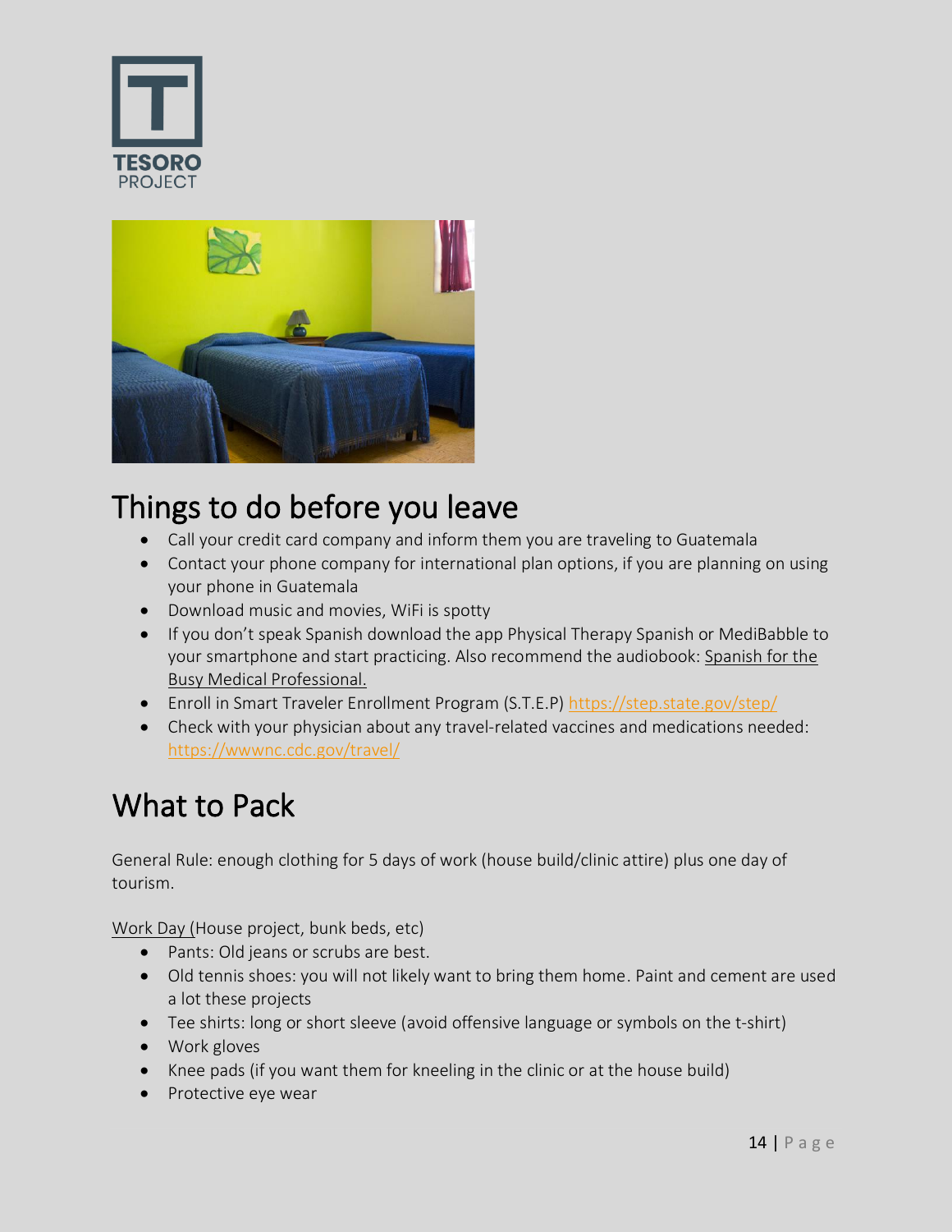## Things to do before you leave

- Call your credit card company and inform them you are traveling to Guatemala
- Contact your phone company for international plan options, if you are planning on using your phone in Guatemala
- Download music and movies, WiFi is spotty
- If you don't speak Spanish download the app Physical Therapy Spanish or MediBabble to your smartphone and start practicing. Also recommend the audiobook: Spanish for the Busy Medical Professional.
- Enroll in Smart Traveler Enrollment Program (S.T.E.P) https://step.state.gov/step/
- Check with your physician about any travel-related vaccines and medications needed: https://wwwnc.cdc.gov/travel/

## What to Pack

General Rule: enough clothing for 5 days of work (house build/clinic attire) plus one day of tourism.

Work Day (House project, bunk beds, etc)

- Pants: Old jeans or scrubs are best.
- Old tennis shoes: you will not likely want to bring them home. Paint and cement are used a lot these projects
- Tee shirts: long or short sleeve (avoid offensive language or symbols on the t-shirt)
- Work gloves
- Knee pads (if you want them for kneeling in the clinic or at the house build)
- Protective eye wear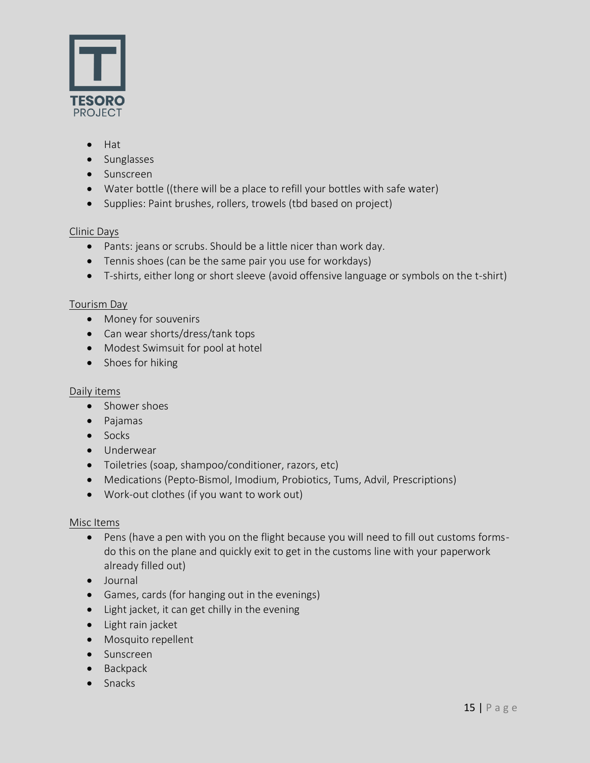- Hat
- Sunglasses
- Sunscreen
- Water bottle ((there will be a place to refill your bottles with safe water)
- Supplies: Paint brushes, rollers, trowels (tbd based on project)

Clinic Days

- Pants: jeans or scrubs. Should be a little nicer than work day.
- Tennis shoes (can be the same pair you use for workdays)
- T-shirts, either long or short sleeve (avoid offensive language or symbols on the t-shirt)

Tourism Day

- Money for souvenirs
- Can wear shorts/dress/tank tops
- Modest Swimsuit for pool at hotel
- Shoes for hiking

Daily items

- Shower shoes
- Pajamas
- Socks
- Underwear
- Toiletries (soap, shampoo/conditioner, razors, etc)
- Medications (Pepto-Bismol, Imodium, Probiotics, Tums, Advil, Prescriptions)
- Work-out clothes (if you want to work out)

Misc Items

- Pens (have a pen with you on the flight because you will need to fill out customs forms-do this on the plane and quickly exit to get in the customs line with your paperwork already filled out)
- Journal
- Games, cards (for hanging out in the evenings)
- Light jacket, it can get chilly in the evening
- Light rain jacket
- Mosquito repellent
- Sunscreen
- Backpack
- Snacks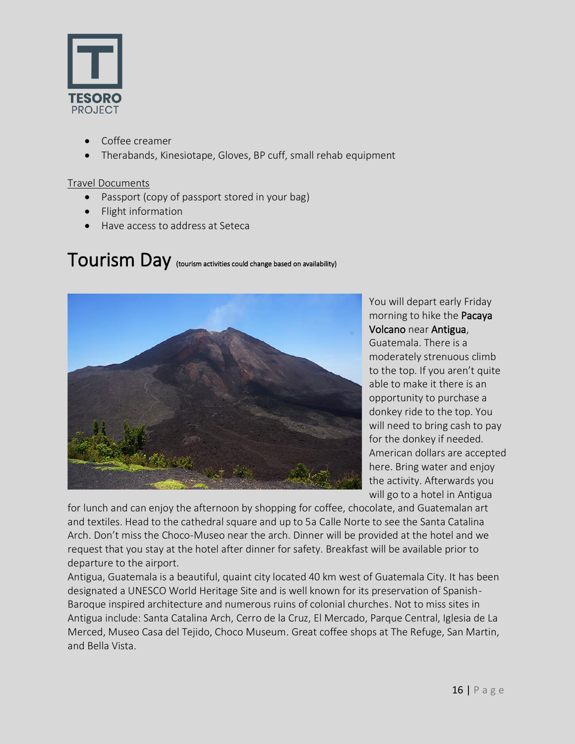- Coffee creamer
- Therabands, Kinesiotape, Gloves, BP cuff, small rehab equipment

Travel Documents

- Passport (copy of passport stored in your bag)
- Flight information
- Have access to address at Seteca

# Tourism Day (tourism activities could change based on availability)

You will depart early Friday morning to hike the Pacaya Volcano near Antigua, Guatemala. There is a moderately strenuous climb to the top. If you aren't quite able to make it there is an opportunity to purchase a donkey ride to the top. You will need to bring cash to pay for the donkey if needed. American dollars are accepted here. Bring water and enjoy the activity. Afterwards you will go to a hotel in Antigua for lunch and can enjoy the afternoon by shopping for coffee, chocolate, and Guatemalan art and textiles. Head to the cathedral square and up to 5a Calle Norte to see the Santa Catalina Arch. Don't miss the Choco-Museo near the arch. Dinner will be provided at the hotel and we request that you stay at the hotel after dinner for safety. Breakfast will be available prior to departure to the airport.

Antigua, Guatemala is a beautiful, quaint city located 40 km west of Guatemala City. It has been designated a UNESCO World Heritage Site and is well known for its preservation of Spanish-Baroque inspired architecture and numerous ruins of colonial churches. Not to miss sites in Antigua include: Santa Catalina Arch, Cerro de la Cruz, El Mercado, Parque Central, Iglesia de La Merced, Museo Casa del Tejido, Choco Museum. Great coffee shops at The Refuge, San Martin, and Bella Vista.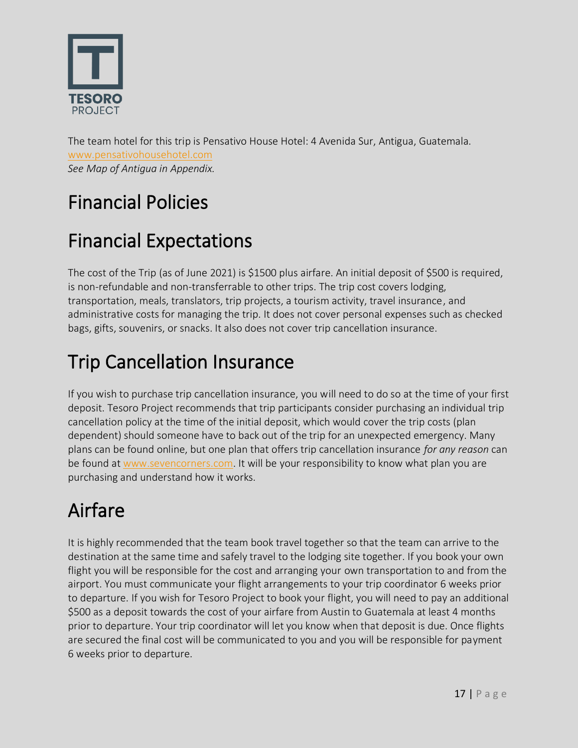The team hotel for this trip is Pensativo House Hotel: 4 Avenida Sur, Antigua, Guatemala.
www.pensativohousehotel.com
*See Map of Antigua in Appendix.*

# Financial Policies

# Financial Expectations

The cost of the Trip (as of June 2021) is $1500 plus airfare. An initial deposit of $500 is required, is non-refundable and non-transferrable to other trips. The trip cost covers lodging, transportation, meals, translators, trip projects, a tourism activity, travel insurance, and administrative costs for managing the trip. It does not cover personal expenses such as checked bags, gifts, souvenirs, or snacks. It also does not cover trip cancellation insurance.

# Trip Cancellation Insurance

If you wish to purchase trip cancellation insurance, you will need to do so at the time of your first deposit. Tesoro Project recommends that trip participants consider purchasing an individual trip cancellation policy at the time of the initial deposit, which would cover the trip costs (plan dependent) should someone have to back out of the trip for an unexpected emergency. Many plans can be found online, but one plan that offers trip cancellation insurance *for any reason* can be found at www.sevencorners.com. It will be your responsibility to know what plan you are purchasing and understand how it works.

# Airfare

It is highly recommended that the team book travel together so that the team can arrive to the destination at the same time and safely travel to the lodging site together. If you book your own flight you will be responsible for the cost and arranging your own transportation to and from the airport. You must communicate your flight arrangements to your trip coordinator 6 weeks prior to departure. If you wish for Tesoro Project to book your flight, you will need to pay an additional $500 as a deposit towards the cost of your airfare from Austin to Guatemala at least 4 months prior to departure. Your trip coordinator will let you know when that deposit is due. Once flights are secured the final cost will be communicated to you and you will be responsible for payment 6 weeks prior to departure.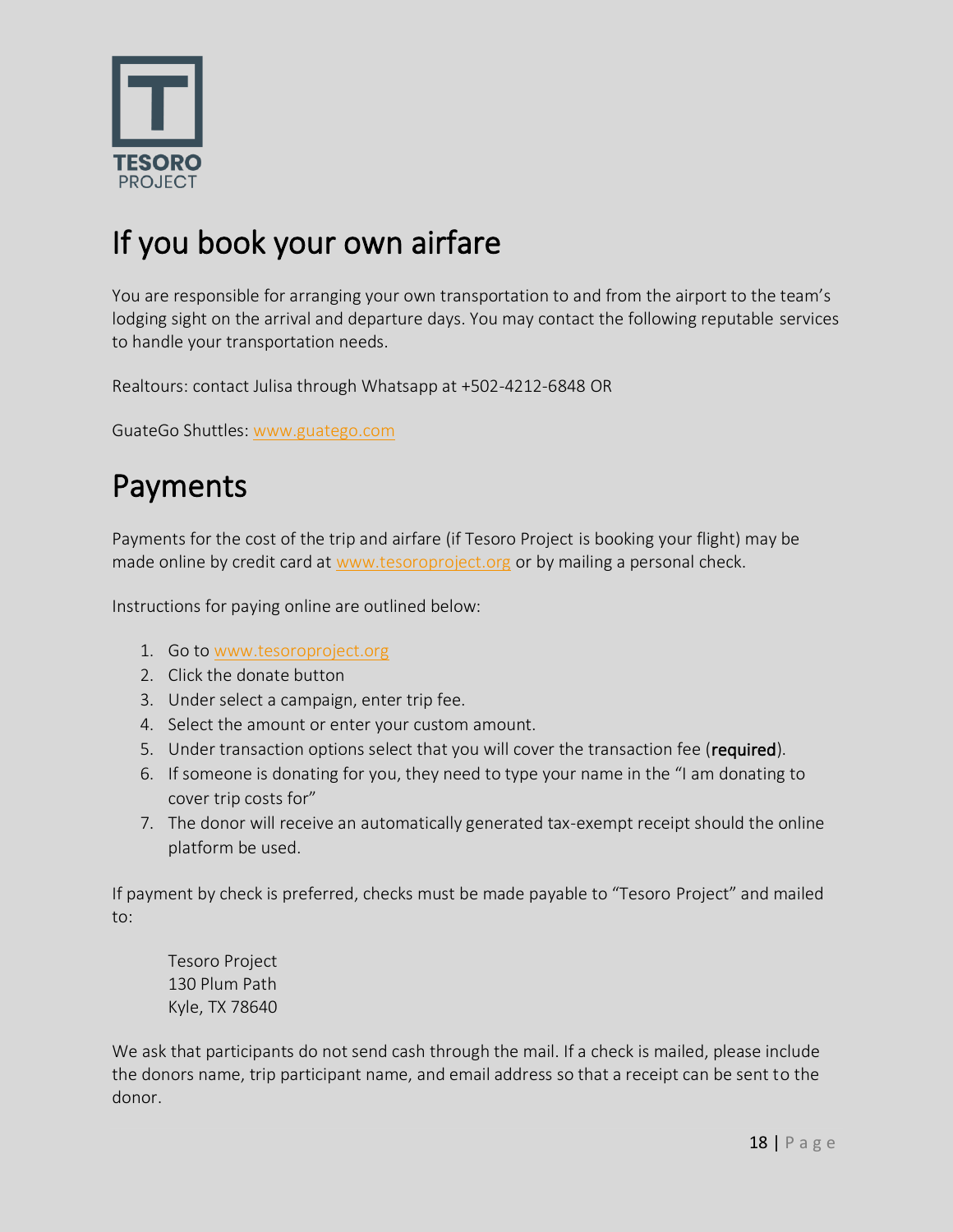TESORO PROJECT

# If you book your own airfare

You are responsible for arranging your own transportation to and from the airport to the team's lodging sight on the arrival and departure days. You may contact the following reputable services to handle your transportation needs.

Realtours: contact Julisa through Whatsapp at +502-4212-6848 OR

GuateGo Shuttles: www.guatego.com

# Payments

Payments for the cost of the trip and airfare (if Tesoro Project is booking your flight) may be made online by credit card at www.tesoroproject.org or by mailing a personal check.

Instructions for paying online are outlined below:

1. Go to www.tesoroproject.org
2. Click the donate button
3. Under select a campaign, enter trip fee.
4. Select the amount or enter your custom amount.
5. Under transaction options select that you will cover the transaction fee (**required**).
6. If someone is donating for you, they need to type your name in the "I am donating to cover trip costs for"
7. The donor will receive an automatically generated tax-exempt receipt should the online platform be used.

If payment by check is preferred, checks must be made payable to "Tesoro Project" and mailed to:

Tesoro Project
130 Plum Path
Kyle, TX 78640

We ask that participants do not send cash through the mail. If a check is mailed, please include the donors name, trip participant name, and email address so that a receipt can be sent to the donor.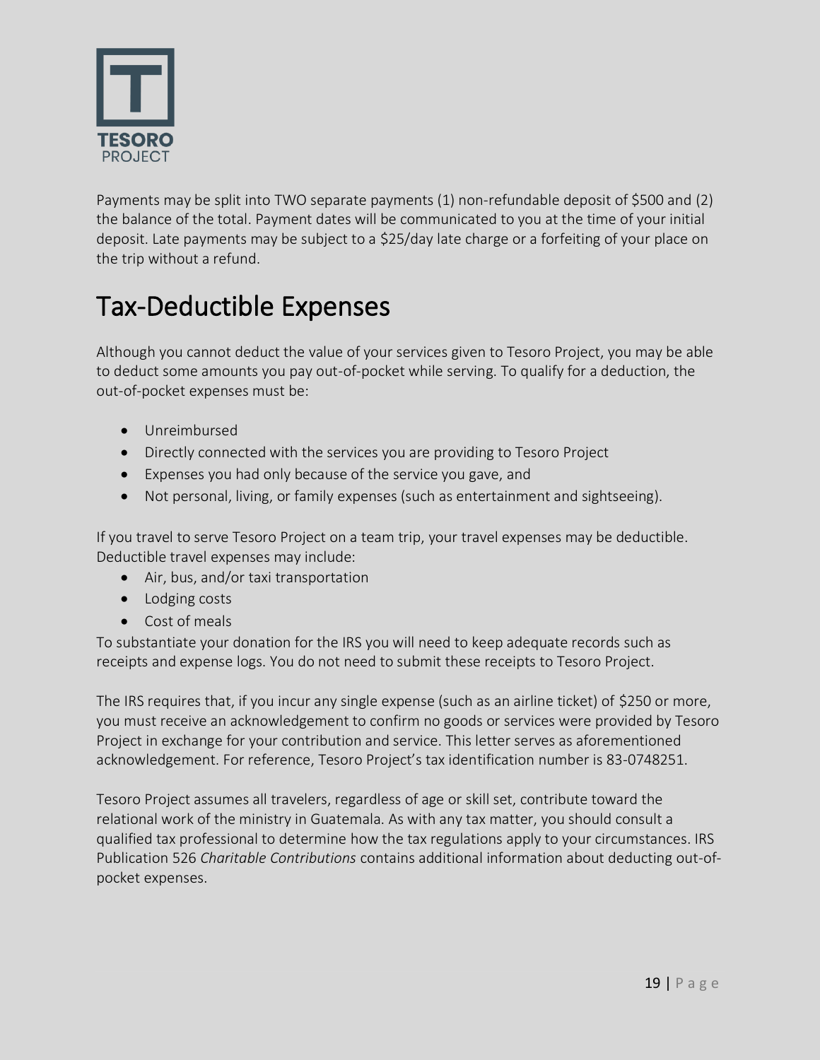Payments may be split into TWO separate payments (1) non-refundable deposit of $500 and (2) the balance of the total. Payment dates will be communicated to you at the time of your initial deposit. Late payments may be subject to a $25/day late charge or a forfeiting of your place on the trip without a refund.

# Tax-Deductible Expenses

Although you cannot deduct the value of your services given to Tesoro Project, you may be able to deduct some amounts you pay out-of-pocket while serving. To qualify for a deduction, the out-of-pocket expenses must be:

- Unreimbursed
- Directly connected with the services you are providing to Tesoro Project
- Expenses you had only because of the service you gave, and
- Not personal, living, or family expenses (such as entertainment and sightseeing).

If you travel to serve Tesoro Project on a team trip, your travel expenses may be deductible. Deductible travel expenses may include:

- Air, bus, and/or taxi transportation
- Lodging costs
- Cost of meals

To substantiate your donation for the IRS you will need to keep adequate records such as receipts and expense logs. You do not need to submit these receipts to Tesoro Project.

The IRS requires that, if you incur any single expense (such as an airline ticket) of $250 or more, you must receive an acknowledgement to confirm no goods or services were provided by Tesoro Project in exchange for your contribution and service. This letter serves as aforementioned acknowledgement. For reference, Tesoro Project's tax identification number is 83-0748251.

Tesoro Project assumes all travelers, regardless of age or skill set, contribute toward the relational work of the ministry in Guatemala. As with any tax matter, you should consult a qualified tax professional to determine how the tax regulations apply to your circumstances. IRS Publication 526 *Charitable Contributions* contains additional information about deducting out-of-pocket expenses.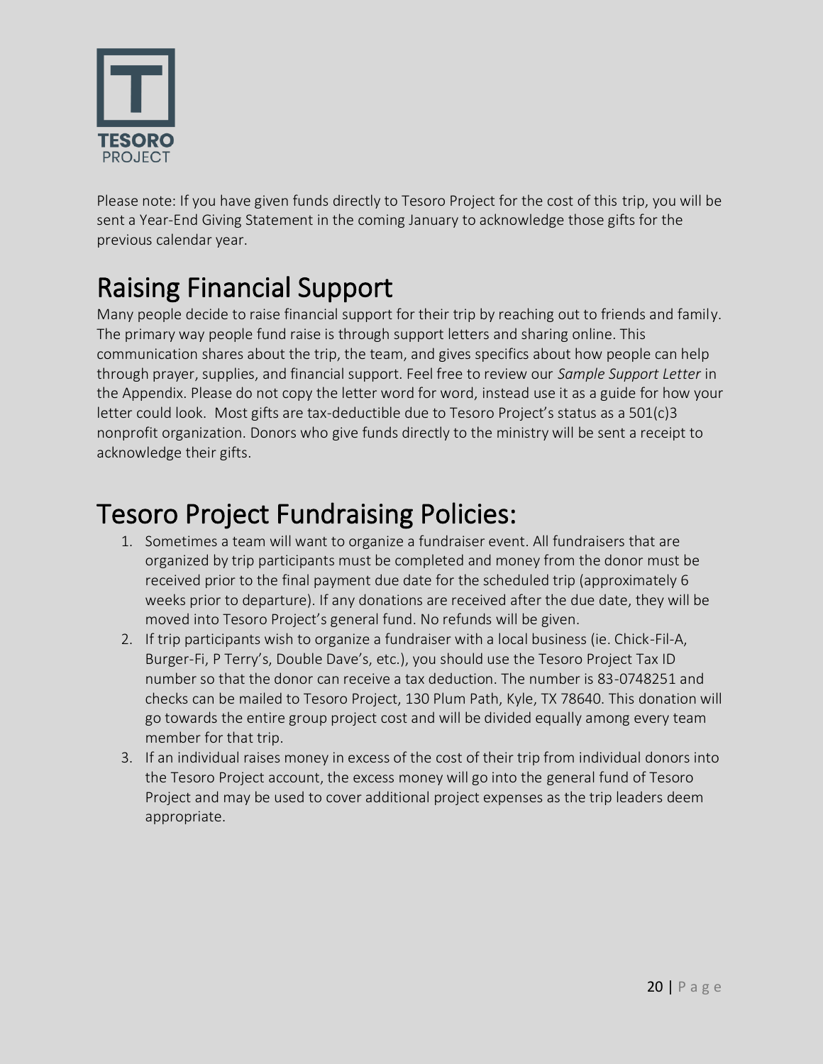Please note: If you have given funds directly to Tesoro Project for the cost of this trip, you will be sent a Year-End Giving Statement in the coming January to acknowledge those gifts for the previous calendar year.

# Raising Financial Support

Many people decide to raise financial support for their trip by reaching out to friends and family. The primary way people fund raise is through support letters and sharing online. This communication shares about the trip, the team, and gives specifics about how people can help through prayer, supplies, and financial support. Feel free to review our *Sample Support Letter* in the Appendix. Please do not copy the letter word for word, instead use it as a guide for how your letter could look. Most gifts are tax-deductible due to Tesoro Project's status as a 501(c)3 nonprofit organization. Donors who give funds directly to the ministry will be sent a receipt to acknowledge their gifts.

# Tesoro Project Fundraising Policies:

1. Sometimes a team will want to organize a fundraiser event. All fundraisers that are organized by trip participants must be completed and money from the donor must be received prior to the final payment due date for the scheduled trip (approximately 6 weeks prior to departure). If any donations are received after the due date, they will be moved into Tesoro Project's general fund. No refunds will be given.
2. If trip participants wish to organize a fundraiser with a local business (ie. Chick-Fil-A, Burger-Fi, P Terry's, Double Dave's, etc.), you should use the Tesoro Project Tax ID number so that the donor can receive a tax deduction. The number is 83-0748251 and checks can be mailed to Tesoro Project, 130 Plum Path, Kyle, TX 78640. This donation will go towards the entire group project cost and will be divided equally among every team member for that trip.
3. If an individual raises money in excess of the cost of their trip from individual donors into the Tesoro Project account, the excess money will go into the general fund of Tesoro Project and may be used to cover additional project expenses as the trip leaders deem appropriate.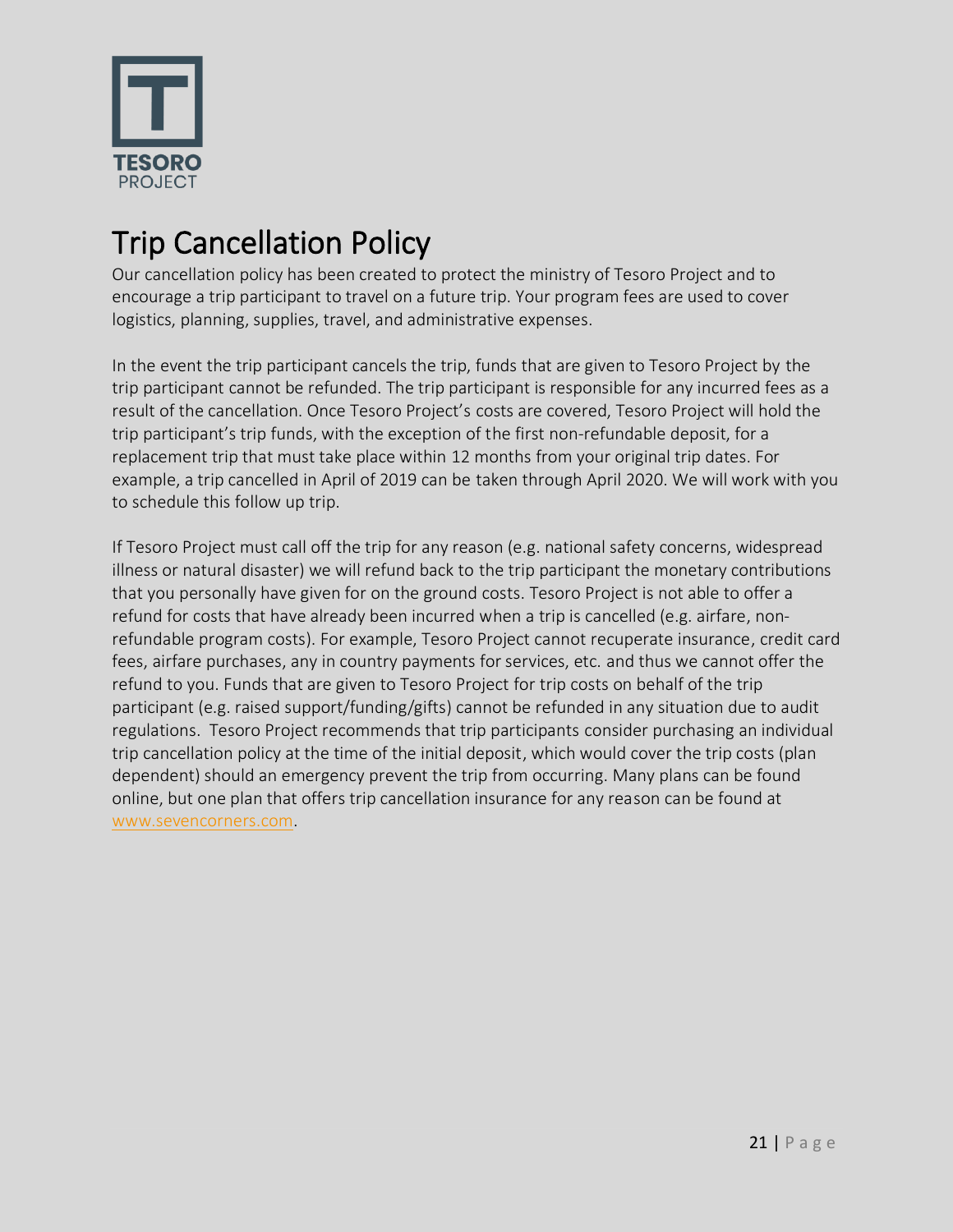# Trip Cancellation Policy

Our cancellation policy has been created to protect the ministry of Tesoro Project and to encourage a trip participant to travel on a future trip. Your program fees are used to cover logistics, planning, supplies, travel, and administrative expenses.

In the event the trip participant cancels the trip, funds that are given to Tesoro Project by the trip participant cannot be refunded. The trip participant is responsible for any incurred fees as a result of the cancellation. Once Tesoro Project's costs are covered, Tesoro Project will hold the trip participant's trip funds, with the exception of the first non-refundable deposit, for a replacement trip that must take place within 12 months from your original trip dates. For example, a trip cancelled in April of 2019 can be taken through April 2020. We will work with you to schedule this follow up trip.

If Tesoro Project must call off the trip for any reason (e.g. national safety concerns, widespread illness or natural disaster) we will refund back to the trip participant the monetary contributions that you personally have given for on the ground costs. Tesoro Project is not able to offer a refund for costs that have already been incurred when a trip is cancelled (e.g. airfare, non-refundable program costs). For example, Tesoro Project cannot recuperate insurance, credit card fees, airfare purchases, any in country payments for services, etc. and thus we cannot offer the refund to you. Funds that are given to Tesoro Project for trip costs on behalf of the trip participant (e.g. raised support/funding/gifts) cannot be refunded in any situation due to audit regulations. Tesoro Project recommends that trip participants consider purchasing an individual trip cancellation policy at the time of the initial deposit, which would cover the trip costs (plan dependent) should an emergency prevent the trip from occurring. Many plans can be found online, but one plan that offers trip cancellation insurance for any reason can be found at www.sevencorners.com.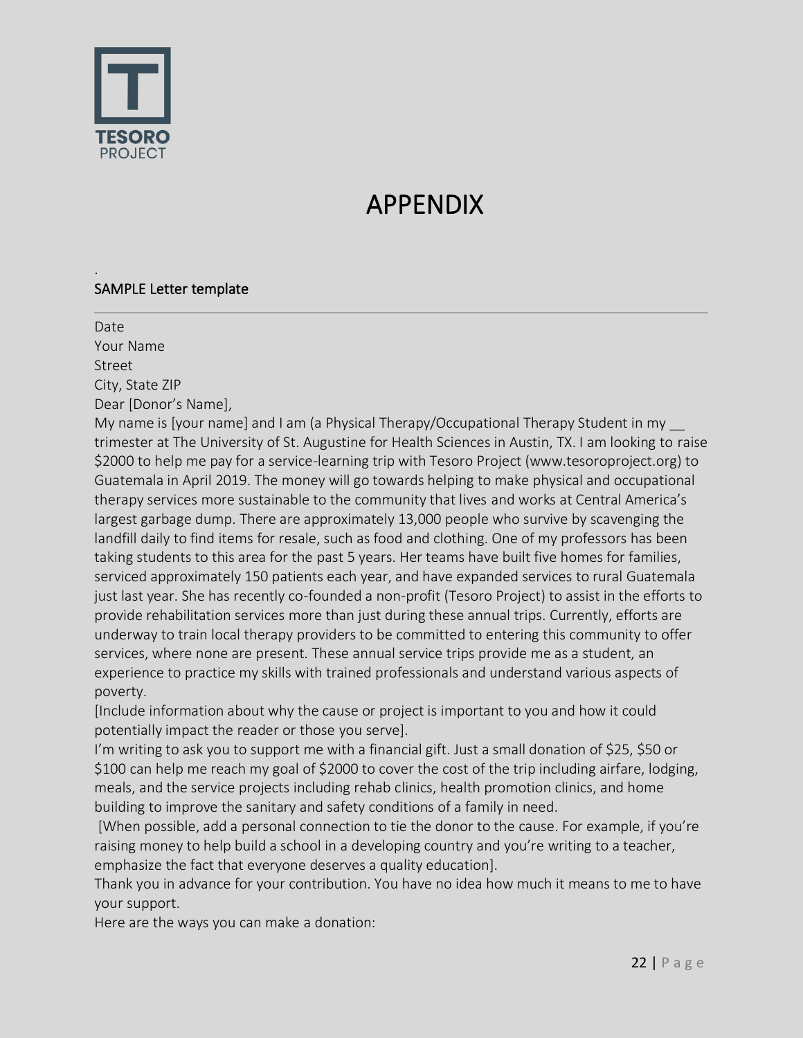TESORO
PROJECT

# APPENDIX

.
SAMPLE Letter template

---

Date
Your Name
Street
City, State ZIP
Dear [Donor's Name],
My name is [your name] and I am (a Physical Therapy/Occupational Therapy Student in my __ trimester at The University of St. Augustine for Health Sciences in Austin, TX. I am looking to raise $2000 to help me pay for a service-learning trip with Tesoro Project (www.tesoroproject.org) to Guatemala in April 2019. The money will go towards helping to make physical and occupational therapy services more sustainable to the community that lives and works at Central America's largest garbage dump. There are approximately 13,000 people who survive by scavenging the landfill daily to find items for resale, such as food and clothing. One of my professors has been taking students to this area for the past 5 years. Her teams have built five homes for families, serviced approximately 150 patients each year, and have expanded services to rural Guatemala just last year. She has recently co-founded a non-profit (Tesoro Project) to assist in the efforts to provide rehabilitation services more than just during these annual trips. Currently, efforts are underway to train local therapy providers to be committed to entering this community to offer services, where none are present. These annual service trips provide me as a student, an experience to practice my skills with trained professionals and understand various aspects of poverty.
[Include information about why the cause or project is important to you and how it could potentially impact the reader or those you serve].
I'm writing to ask you to support me with a financial gift. Just a small donation of $25, $50 or $100 can help me reach my goal of $2000 to cover the cost of the trip including airfare, lodging, meals, and the service projects including rehab clinics, health promotion clinics, and home building to improve the sanitary and safety conditions of a family in need.
[When possible, add a personal connection to tie the donor to the cause. For example, if you're raising money to help build a school in a developing country and you're writing to a teacher, emphasize the fact that everyone deserves a quality education].
Thank you in advance for your contribution. You have no idea how much it means to me to have your support.
Here are the ways you can make a donation: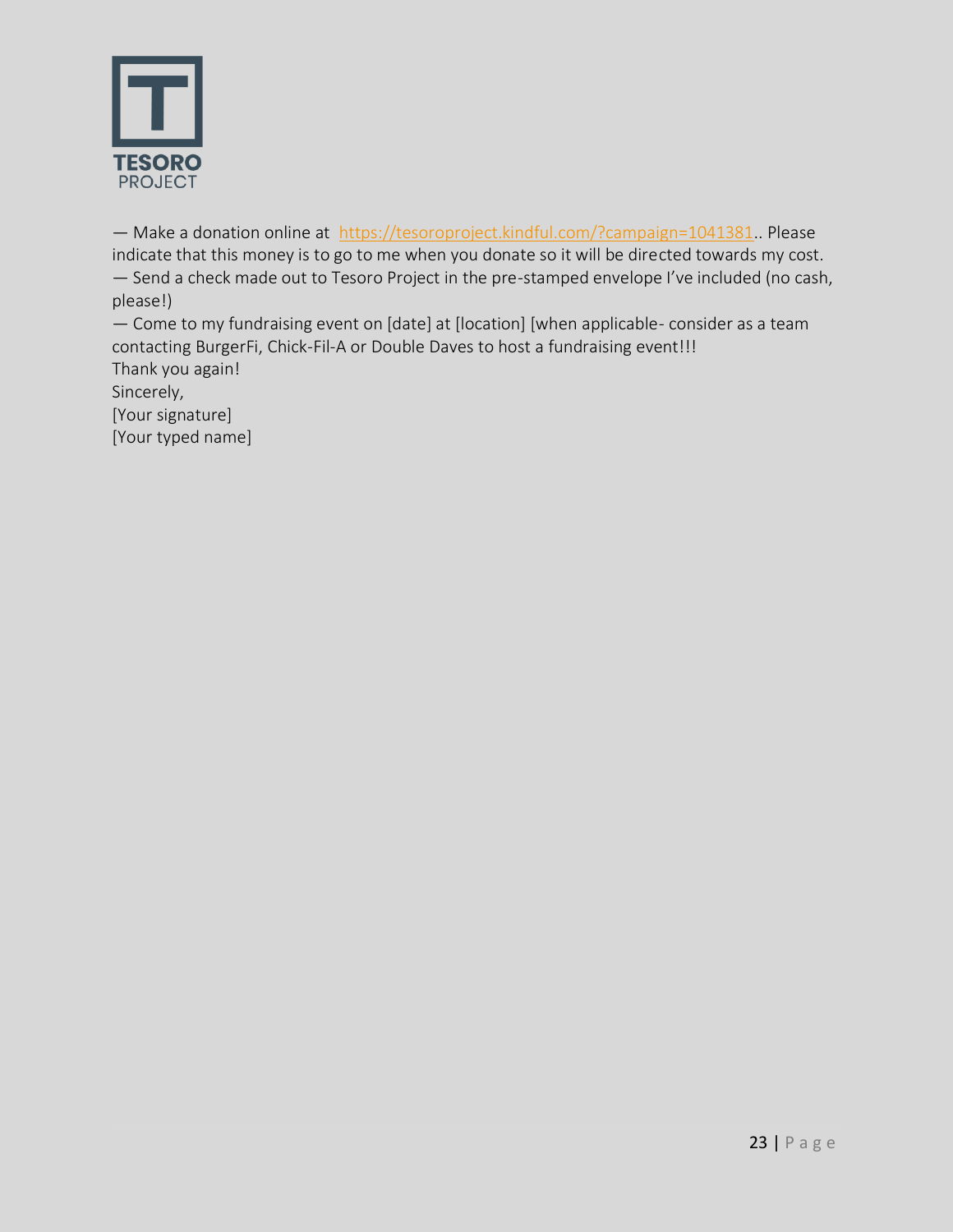— Make a donation online at https://tesoroproject.kindful.com/?campaign=1041381.. Please indicate that this money is to go to me when you donate so it will be directed towards my cost.
— Send a check made out to Tesoro Project in the pre-stamped envelope I've included (no cash, please!)
— Come to my fundraising event on [date] at [location] [when applicable- consider as a team contacting BurgerFi, Chick-Fil-A or Double Daves to host a fundraising event!!!

Thank you again!

Sincerely,

[Your signature]

[Your typed name]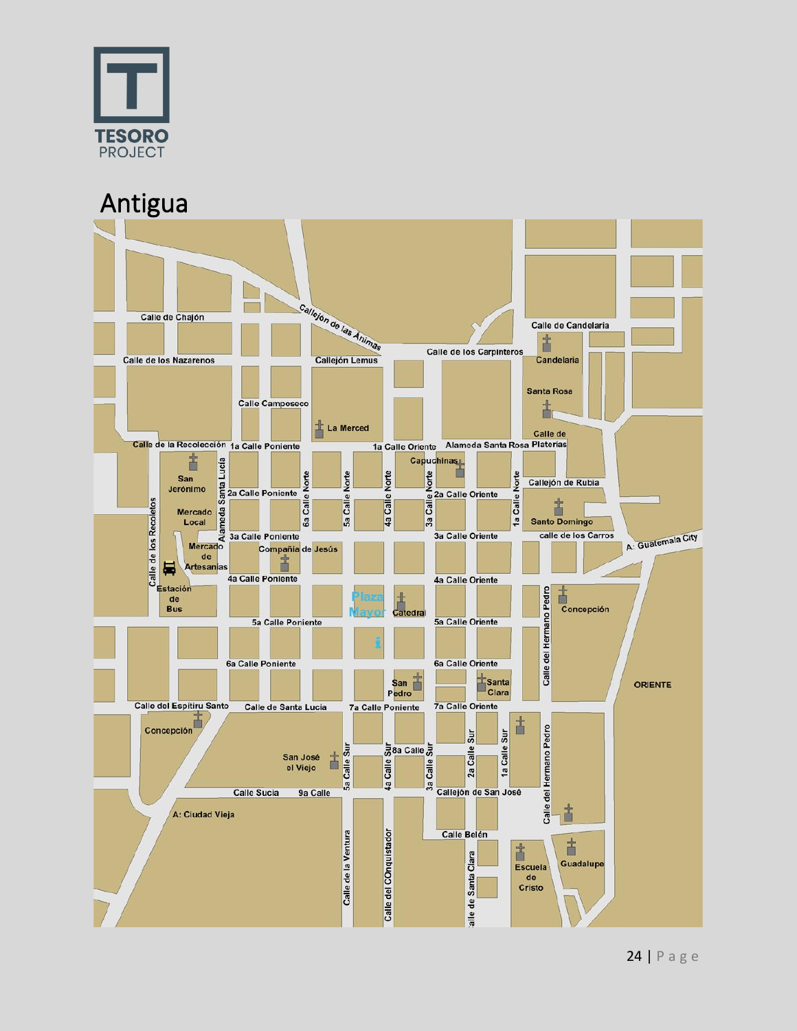# Antigua

Calle de Chajón
Callejón de las Ánimas
Calle de Candelaria
Calle de los Nazarenos
Callejón Lemus
Calle de los Carpinteros
Candelaria
Calle Camposeco
Santa Rosa
La Merced
Calle de Platerías
Calle de la Recolección
1a Calle Poniente
1a Calle Oriente
Alameda Santa Rosa
Capuchinas
Callejón de Rubia
San Jerónimo
Alameda Santa Lucía
2a Calle Poniente
6a Calle Norte
5a Calle Norte
4a Calle Norte
3a Calle Norte
2a Calle Oriente
1a Calle Norte
Calle de los Recoletos
Mercado Local
Santo Domingo
3a Calle Poniente
3a Calle Oriente
calle de los Carros
A: Guatemala City
Mercado de Artesanías
Compañía de Jesús
4a Calle Poniente
4a Calle Oriente
Estación de Bus
Plaza Mayor
Catedral
Calle del Hermano Pedro
Concepción
5a Calle Poniente
5a Calle Oriente
6a Calle Poniente
6a Calle Oriente
San Pedro
Santa Clara
ORIENTE
Calle del Espíritu Santo
Calle de Santa Lucía
7a Calle Poniente
7a Calle Oriente
Concepción
San José el Viejo
5a Calle Sur
4a Calle Sur
8a Calle
3a Calle Sur
2a Calle Sur
1a Calle Sur
Calle del Hermano Pedro
Calle Sucia
9a Calle
Callejón de San José
A: Ciudad Vieja
Calle Belén
Calle de la Ventura
Calle del COnquistador
Calle de Santa Clara
Escuela de Cristo
Guadalupe